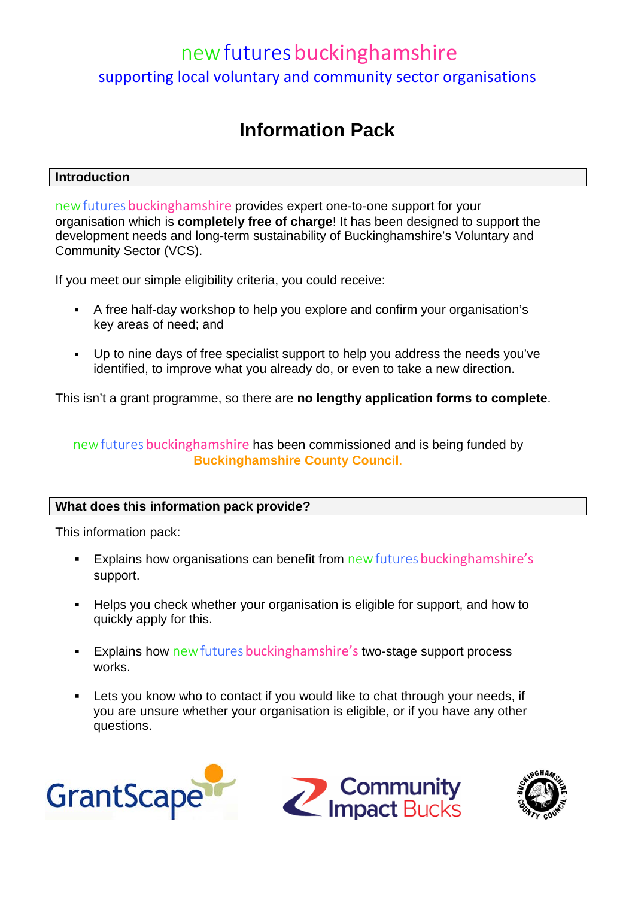# new futures buckinghamshire

supporting local voluntary and community sector organisations

## Information Pack

### Introduction

new futures buckinghamshire provides expert one-to-one support for your organisation which is **completely free of charge**! It has been designed to support the development needs and long-term sustainability of Buckinghamshire's Voluntary and Community Sector (VCS).

If you meet our simple eligibility criteria, you could receive:

- A free half-day workshop to help you explore and confirm your organisation's key areas of need; and
- Up to nine days of free specialist support to help you address the needs you've identified, to improve what you already do, or even to take a new direction.

This isn't a grant programme, so there are **no lengthy application forms to complete**.

new futures buckinghamshire has been commissioned and is being funded by **Buckinghamshire County Council**.

### What does this information pack provide?

This information pack:

- Explains how organisations can benefit from new futures buckinghamshire's support.
- Helps you check whether your organisation is eligible for support, and how to quickly apply for this.
- Explains how new futures buckinghamshire's two-stage support process works.
- Lets you know who to contact if you would like to chat through your needs, if you are unsure whether your organisation is eligible, or if you have any other questions.

GrantScape | Community Impact Bucks | Buckinghamshire County Council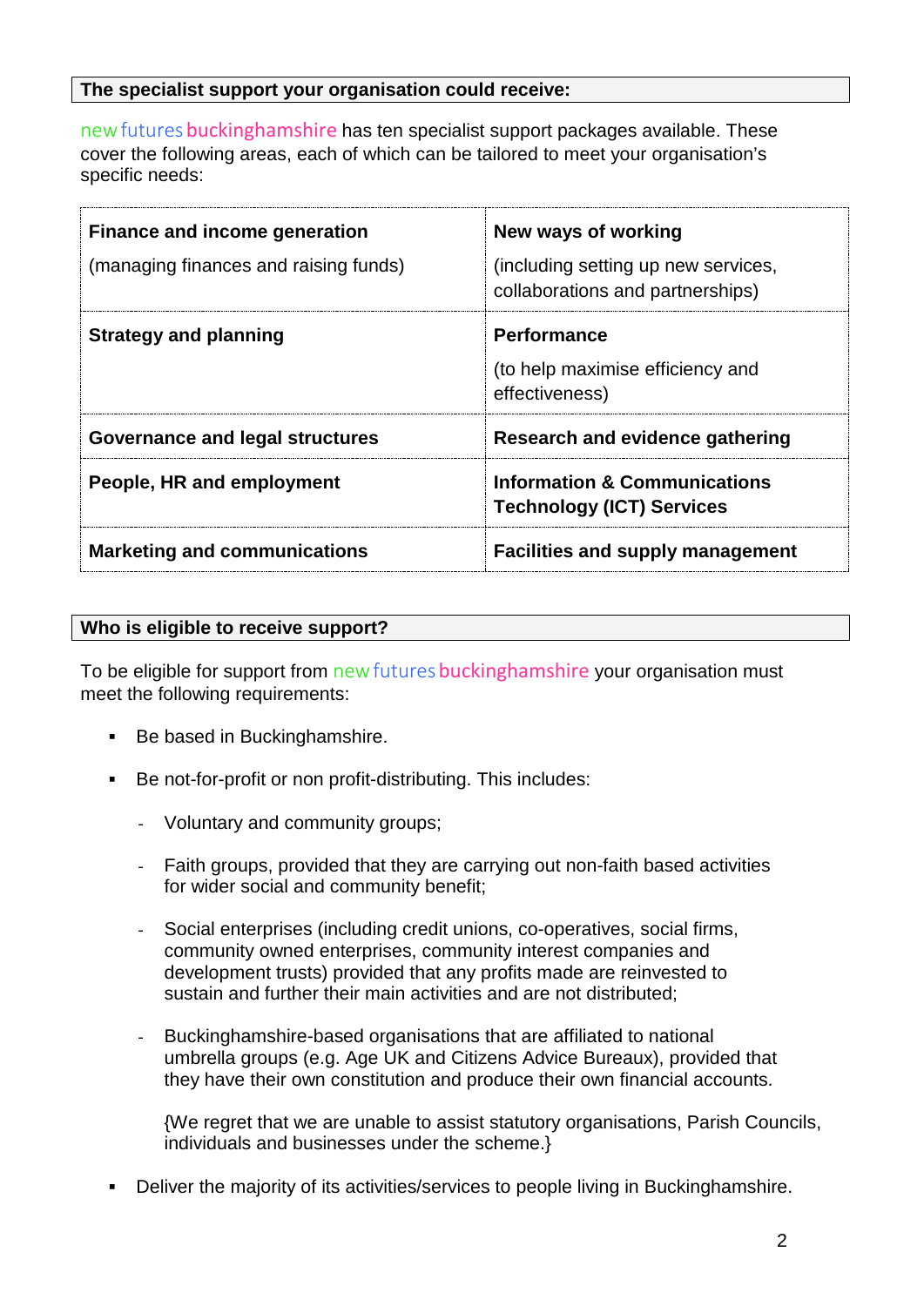## The specialist support your organisation could receive:

new futures buckinghamshire has ten specialist support packages available. These cover the following areas, each of which can be tailored to meet your organisation's specific needs:

| | |
|---|---|
| **Finance and income generation**<br>(managing finances and raising funds) | **New ways of working**<br>(including setting up new services, collaborations and partnerships) |
| **Strategy and planning** | **Performance**<br>(to help maximise efficiency and effectiveness) |
| **Governance and legal structures** | **Research and evidence gathering** |
| **People, HR and employment** | **Information & Communications Technology (ICT) Services** |
| **Marketing and communications** | **Facilities and supply management** |

## Who is eligible to receive support?

To be eligible for support from new futures buckinghamshire your organisation must meet the following requirements:

- Be based in Buckinghamshire.
- Be not-for-profit or non profit-distributing. This includes:
  - Voluntary and community groups;
  - Faith groups, provided that they are carrying out non-faith based activities for wider social and community benefit;
  - Social enterprises (including credit unions, co-operatives, social firms, community owned enterprises, community interest companies and development trusts) provided that any profits made are reinvested to sustain and further their main activities and are not distributed;
  - Buckinghamshire-based organisations that are affiliated to national umbrella groups (e.g. Age UK and Citizens Advice Bureaux), provided that they have their own constitution and produce their own financial accounts.

    {We regret that we are unable to assist statutory organisations, Parish Councils, individuals and businesses under the scheme.}
- Deliver the majority of its activities/services to people living in Buckinghamshire.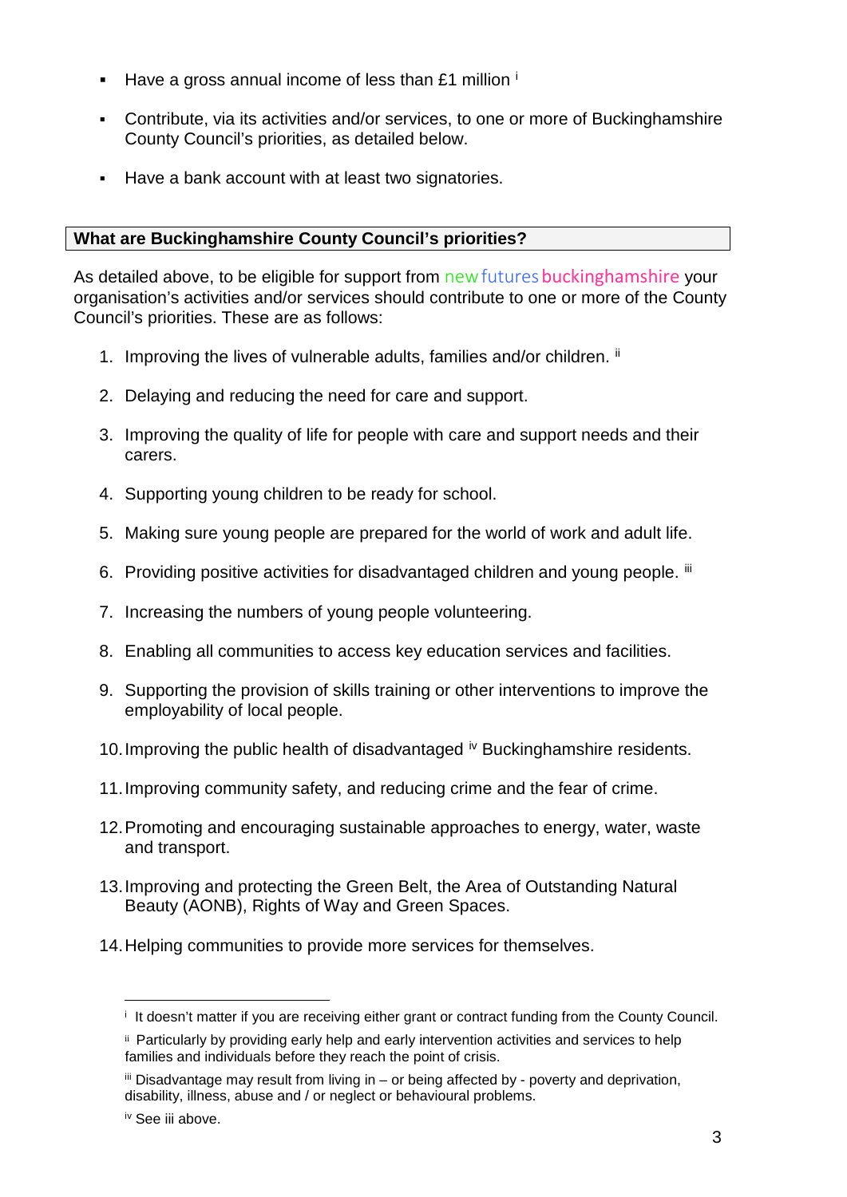- Have a gross annual income of less than £1 million [i]
- Contribute, via its activities and/or services, to one or more of Buckinghamshire County Council's priorities, as detailed below.
- Have a bank account with at least two signatories.

## What are Buckinghamshire County Council's priorities?

As detailed above, to be eligible for support from new futures buckinghamshire your organisation's activities and/or services should contribute to one or more of the County Council's priorities. These are as follows:

1. Improving the lives of vulnerable adults, families and/or children. [ii]
2. Delaying and reducing the need for care and support.
3. Improving the quality of life for people with care and support needs and their carers.
4. Supporting young children to be ready for school.
5. Making sure young people are prepared for the world of work and adult life.
6. Providing positive activities for disadvantaged children and young people. [iii]
7. Increasing the numbers of young people volunteering.
8. Enabling all communities to access key education services and facilities.
9. Supporting the provision of skills training or other interventions to improve the employability of local people.
10. Improving the public health of disadvantaged [iv] Buckinghamshire residents.
11. Improving community safety, and reducing crime and the fear of crime.
12. Promoting and encouraging sustainable approaches to energy, water, waste and transport.
13. Improving and protecting the Green Belt, the Area of Outstanding Natural Beauty (AONB), Rights of Way and Green Spaces.
14. Helping communities to provide more services for themselves.

---

[i] It doesn't matter if you are receiving either grant or contract funding from the County Council.

[ii] Particularly by providing early help and early intervention activities and services to help families and individuals before they reach the point of crisis.

[iii] Disadvantage may result from living in – or being affected by - poverty and deprivation, disability, illness, abuse and / or neglect or behavioural problems.

[iv] See iii above.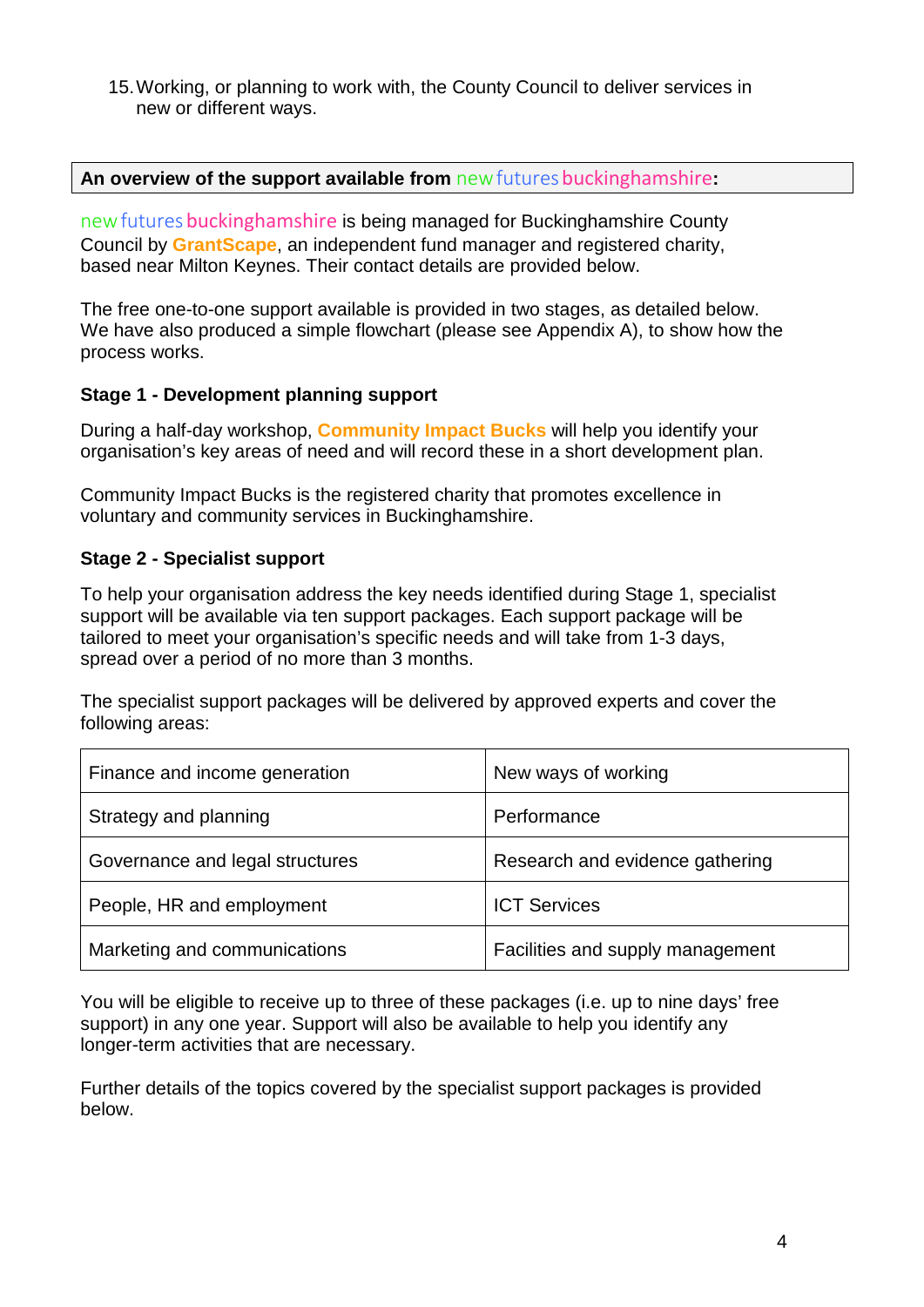15. Working, or planning to work with, the County Council to deliver services in new or different ways.

**An overview of the support available from new futures buckinghamshire:**

new futures buckinghamshire is being managed for Buckinghamshire County Council by **GrantScape**, an independent fund manager and registered charity, based near Milton Keynes. Their contact details are provided below.

The free one-to-one support available is provided in two stages, as detailed below. We have also produced a simple flowchart (please see Appendix A), to show how the process works.

**Stage 1 - Development planning support**

During a half-day workshop, **Community Impact Bucks** will help you identify your organisation's key areas of need and will record these in a short development plan.

Community Impact Bucks is the registered charity that promotes excellence in voluntary and community services in Buckinghamshire.

**Stage 2 - Specialist support**

To help your organisation address the key needs identified during Stage 1, specialist support will be available via ten support packages. Each support package will be tailored to meet your organisation's specific needs and will take from 1-3 days, spread over a period of no more than 3 months.

The specialist support packages will be delivered by approved experts and cover the following areas:

| | |
|---|---|
| Finance and income generation | New ways of working |
| Strategy and planning | Performance |
| Governance and legal structures | Research and evidence gathering |
| People, HR and employment | ICT Services |
| Marketing and communications | Facilities and supply management |

You will be eligible to receive up to three of these packages (i.e. up to nine days' free support) in any one year. Support will also be available to help you identify any longer-term activities that are necessary.

Further details of the topics covered by the specialist support packages is provided below.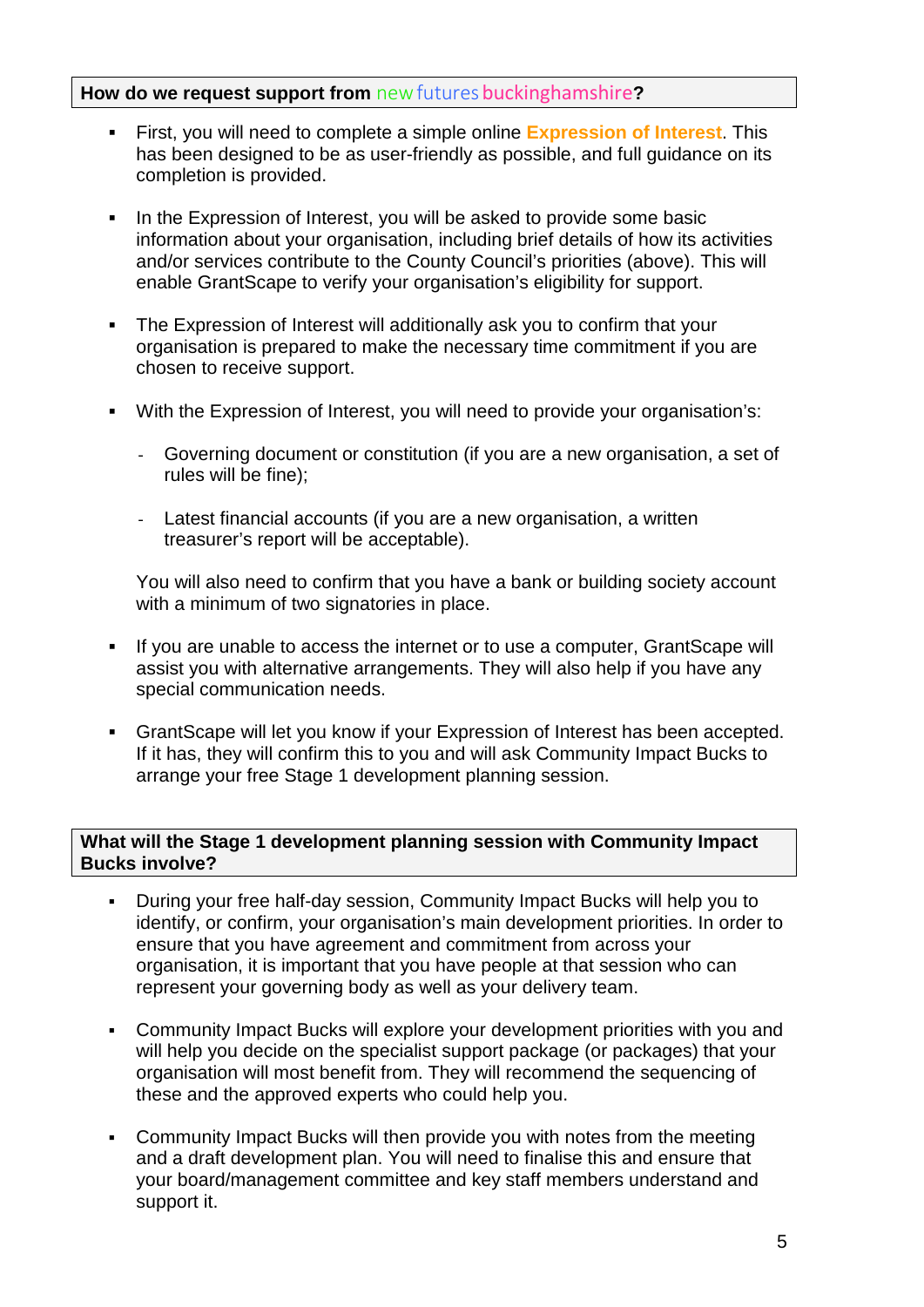## How do we request support from new futures buckinghamshire?

- First, you will need to complete a simple online **Expression of Interest**. This has been designed to be as user-friendly as possible, and full guidance on its completion is provided.

- In the Expression of Interest, you will be asked to provide some basic information about your organisation, including brief details of how its activities and/or services contribute to the County Council's priorities (above). This will enable GrantScape to verify your organisation's eligibility for support.

- The Expression of Interest will additionally ask you to confirm that your organisation is prepared to make the necessary time commitment if you are chosen to receive support.

- With the Expression of Interest, you will need to provide your organisation's:

  - Governing document or constitution (if you are a new organisation, a set of rules will be fine);

  - Latest financial accounts (if you are a new organisation, a written treasurer's report will be acceptable).

  You will also need to confirm that you have a bank or building society account with a minimum of two signatories in place.

- If you are unable to access the internet or to use a computer, GrantScape will assist you with alternative arrangements. They will also help if you have any special communication needs.

- GrantScape will let you know if your Expression of Interest has been accepted. If it has, they will confirm this to you and will ask Community Impact Bucks to arrange your free Stage 1 development planning session.

## What will the Stage 1 development planning session with Community Impact Bucks involve?

- During your free half-day session, Community Impact Bucks will help you to identify, or confirm, your organisation's main development priorities. In order to ensure that you have agreement and commitment from across your organisation, it is important that you have people at that session who can represent your governing body as well as your delivery team.

- Community Impact Bucks will explore your development priorities with you and will help you decide on the specialist support package (or packages) that your organisation will most benefit from. They will recommend the sequencing of these and the approved experts who could help you.

- Community Impact Bucks will then provide you with notes from the meeting and a draft development plan. You will need to finalise this and ensure that your board/management committee and key staff members understand and support it.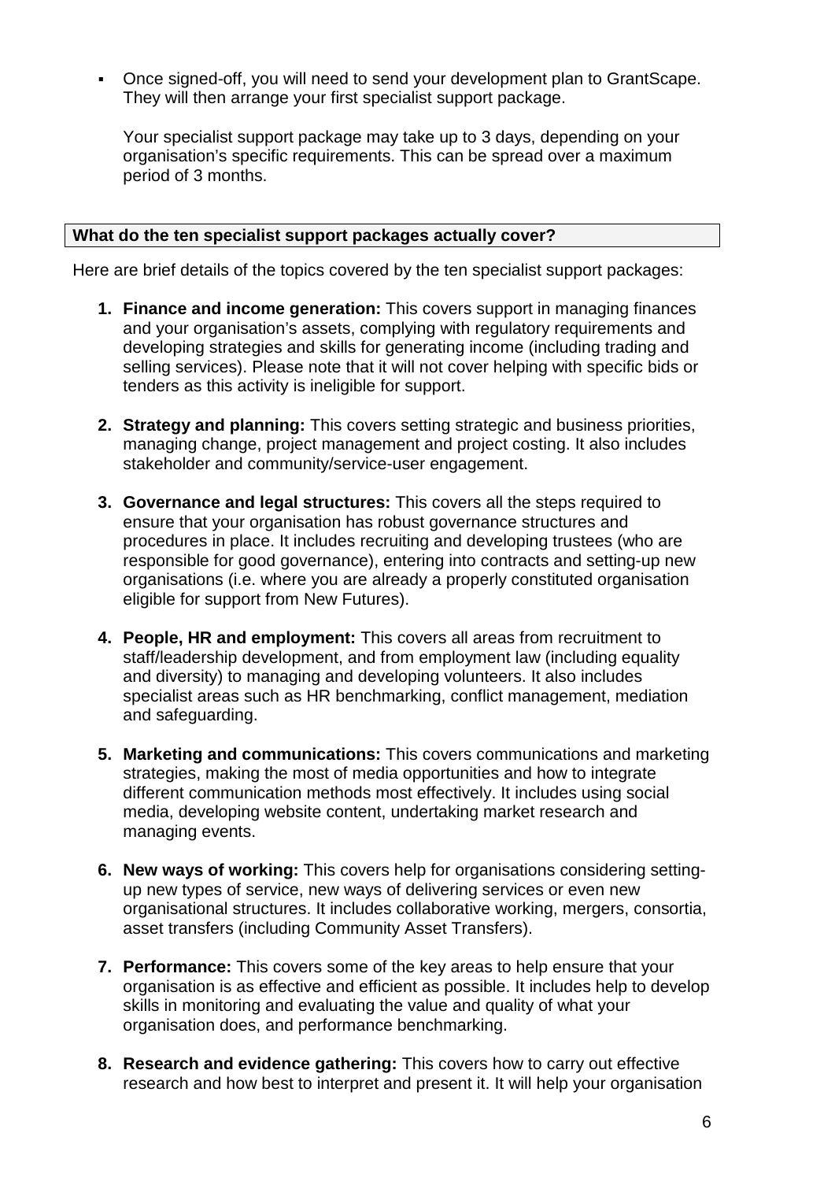- Once signed-off, you will need to send your development plan to GrantScape. They will then arrange your first specialist support package.

  Your specialist support package may take up to 3 days, depending on your organisation's specific requirements. This can be spread over a maximum period of 3 months.

**What do the ten specialist support packages actually cover?**

Here are brief details of the topics covered by the ten specialist support packages:

1. **Finance and income generation:** This covers support in managing finances and your organisation's assets, complying with regulatory requirements and developing strategies and skills for generating income (including trading and selling services). Please note that it will not cover helping with specific bids or tenders as this activity is ineligible for support.

2. **Strategy and planning:** This covers setting strategic and business priorities, managing change, project management and project costing. It also includes stakeholder and community/service-user engagement.

3. **Governance and legal structures:** This covers all the steps required to ensure that your organisation has robust governance structures and procedures in place. It includes recruiting and developing trustees (who are responsible for good governance), entering into contracts and setting-up new organisations (i.e. where you are already a properly constituted organisation eligible for support from New Futures).

4. **People, HR and employment:** This covers all areas from recruitment to staff/leadership development, and from employment law (including equality and diversity) to managing and developing volunteers. It also includes specialist areas such as HR benchmarking, conflict management, mediation and safeguarding.

5. **Marketing and communications:** This covers communications and marketing strategies, making the most of media opportunities and how to integrate different communication methods most effectively. It includes using social media, developing website content, undertaking market research and managing events.

6. **New ways of working:** This covers help for organisations considering setting-up new types of service, new ways of delivering services or even new organisational structures. It includes collaborative working, mergers, consortia, asset transfers (including Community Asset Transfers).

7. **Performance:** This covers some of the key areas to help ensure that your organisation is as effective and efficient as possible. It includes help to develop skills in monitoring and evaluating the value and quality of what your organisation does, and performance benchmarking.

8. **Research and evidence gathering:** This covers how to carry out effective research and how best to interpret and present it. It will help your organisation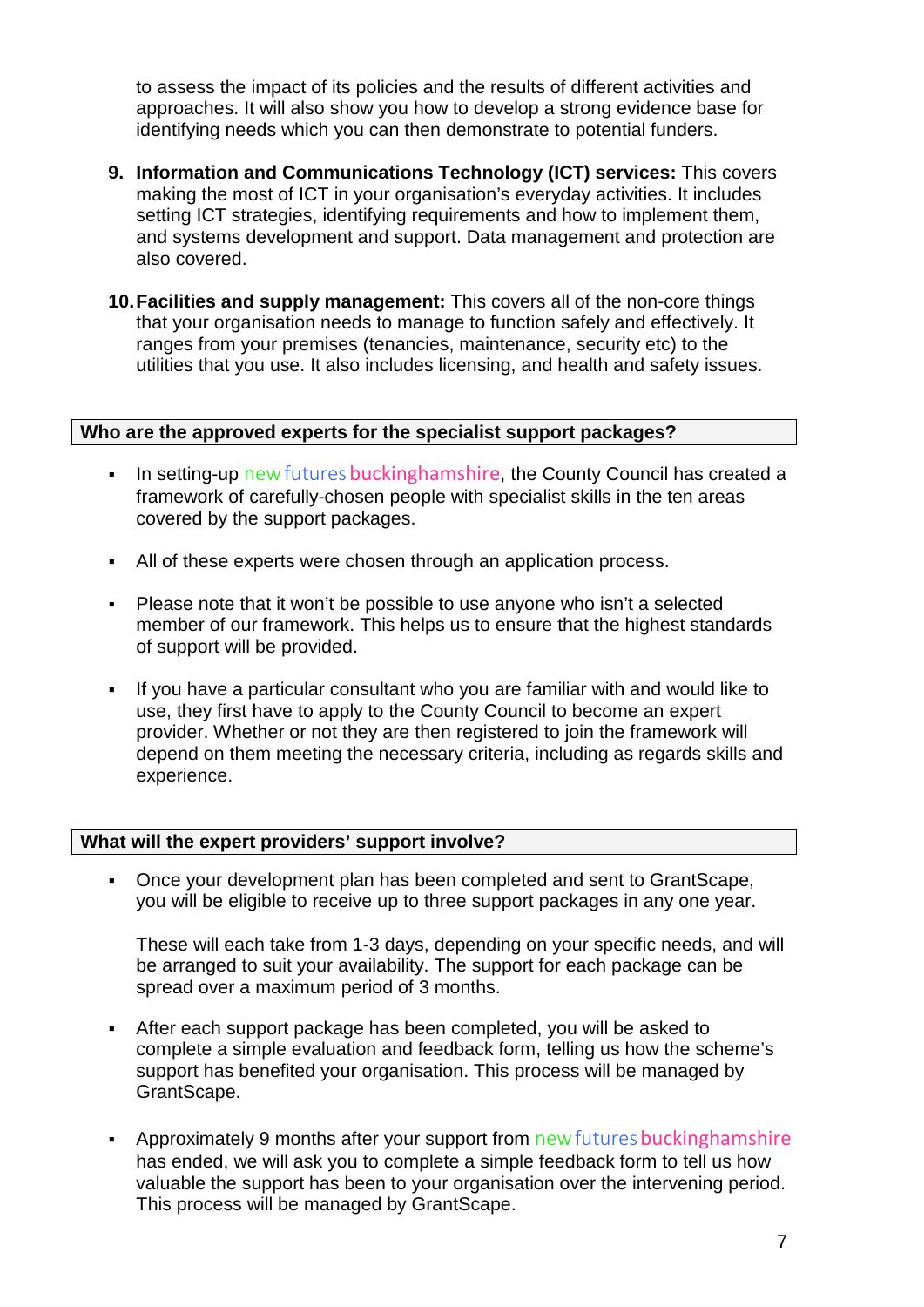to assess the impact of its policies and the results of different activities and approaches. It will also show you how to develop a strong evidence base for identifying needs which you can then demonstrate to potential funders.

9. **Information and Communications Technology (ICT) services:** This covers making the most of ICT in your organisation's everyday activities. It includes setting ICT strategies, identifying requirements and how to implement them, and systems development and support. Data management and protection are also covered.

10. **Facilities and supply management:** This covers all of the non-core things that your organisation needs to manage to function safely and effectively. It ranges from your premises (tenancies, maintenance, security etc) to the utilities that you use. It also includes licensing, and health and safety issues.

## Who are the approved experts for the specialist support packages?

- In setting-up new futures buckinghamshire, the County Council has created a framework of carefully-chosen people with specialist skills in the ten areas covered by the support packages.

- All of these experts were chosen through an application process.

- Please note that it won't be possible to use anyone who isn't a selected member of our framework. This helps us to ensure that the highest standards of support will be provided.

- If you have a particular consultant who you are familiar with and would like to use, they first have to apply to the County Council to become an expert provider. Whether or not they are then registered to join the framework will depend on them meeting the necessary criteria, including as regards skills and experience.

## What will the expert providers' support involve?

- Once your development plan has been completed and sent to GrantScape, you will be eligible to receive up to three support packages in any one year.

  These will each take from 1-3 days, depending on your specific needs, and will be arranged to suit your availability. The support for each package can be spread over a maximum period of 3 months.

- After each support package has been completed, you will be asked to complete a simple evaluation and feedback form, telling us how the scheme's support has benefited your organisation. This process will be managed by GrantScape.

- Approximately 9 months after your support from new futures buckinghamshire has ended, we will ask you to complete a simple feedback form to tell us how valuable the support has been to your organisation over the intervening period. This process will be managed by GrantScape.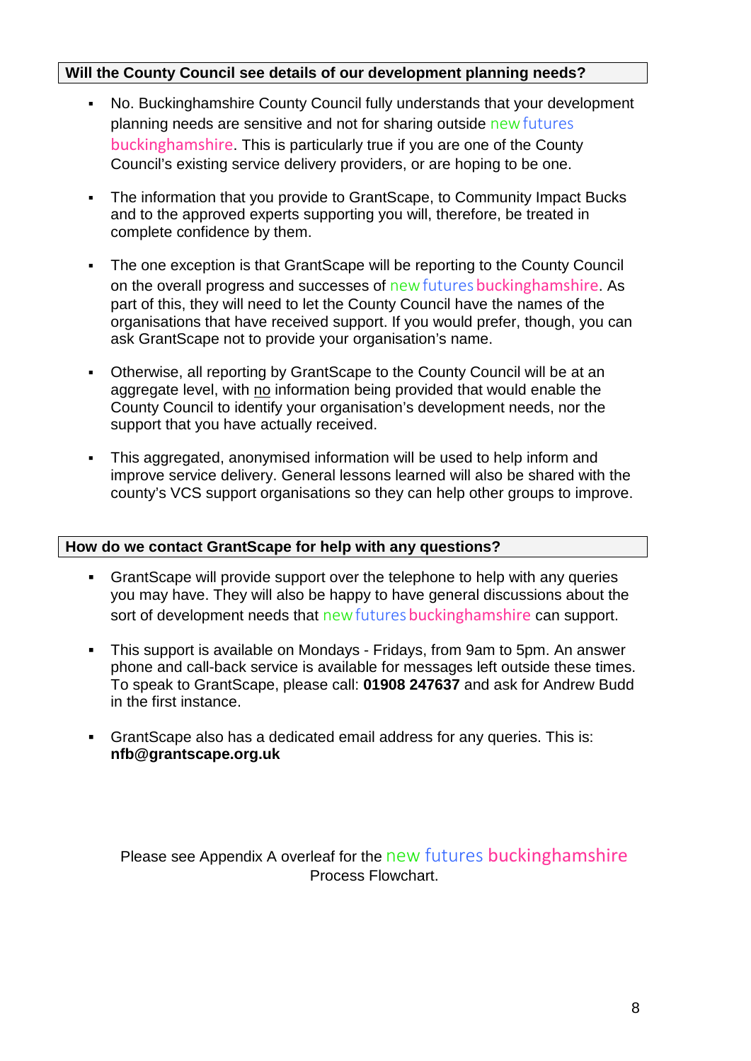**Will the County Council see details of our development planning needs?**

- No. Buckinghamshire County Council fully understands that your development planning needs are sensitive and not for sharing outside new futures buckinghamshire. This is particularly true if you are one of the County Council's existing service delivery providers, or are hoping to be one.

- The information that you provide to GrantScape, to Community Impact Bucks and to the approved experts supporting you will, therefore, be treated in complete confidence by them.

- The one exception is that GrantScape will be reporting to the County Council on the overall progress and successes of new futures buckinghamshire. As part of this, they will need to let the County Council have the names of the organisations that have received support. If you would prefer, though, you can ask GrantScape not to provide your organisation's name.

- Otherwise, all reporting by GrantScape to the County Council will be at an aggregate level, with no information being provided that would enable the County Council to identify your organisation's development needs, nor the support that you have actually received.

- This aggregated, anonymised information will be used to help inform and improve service delivery. General lessons learned will also be shared with the county's VCS support organisations so they can help other groups to improve.

**How do we contact GrantScape for help with any questions?**

- GrantScape will provide support over the telephone to help with any queries you may have. They will also be happy to have general discussions about the sort of development needs that new futures buckinghamshire can support.

- This support is available on Mondays - Fridays, from 9am to 5pm. An answer phone and call-back service is available for messages left outside these times. To speak to GrantScape, please call: **01908 247637** and ask for Andrew Budd in the first instance.

- GrantScape also has a dedicated email address for any queries. This is: **nfb@grantscape.org.uk**

Please see Appendix A overleaf for the new futures buckinghamshire Process Flowchart.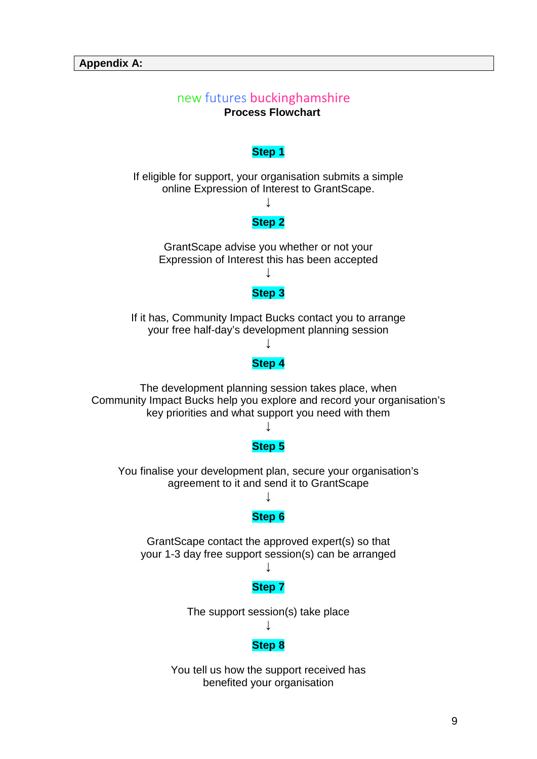**Appendix A:**

## new futures buckinghamshire

**Process Flowchart**

**Step 1**

If eligible for support, your organisation submits a simple online Expression of Interest to GrantScape.

↓

**Step 2**

GrantScape advise you whether or not your Expression of Interest this has been accepted

↓

**Step 3**

If it has, Community Impact Bucks contact you to arrange your free half-day's development planning session

↓

**Step 4**

The development planning session takes place, when Community Impact Bucks help you explore and record your organisation's key priorities and what support you need with them

↓

**Step 5**

You finalise your development plan, secure your organisation's agreement to it and send it to GrantScape

↓

**Step 6**

GrantScape contact the approved expert(s) so that your 1-3 day free support session(s) can be arranged

↓

**Step 7**

The support session(s) take place

↓

**Step 8**

You tell us how the support received has benefited your organisation